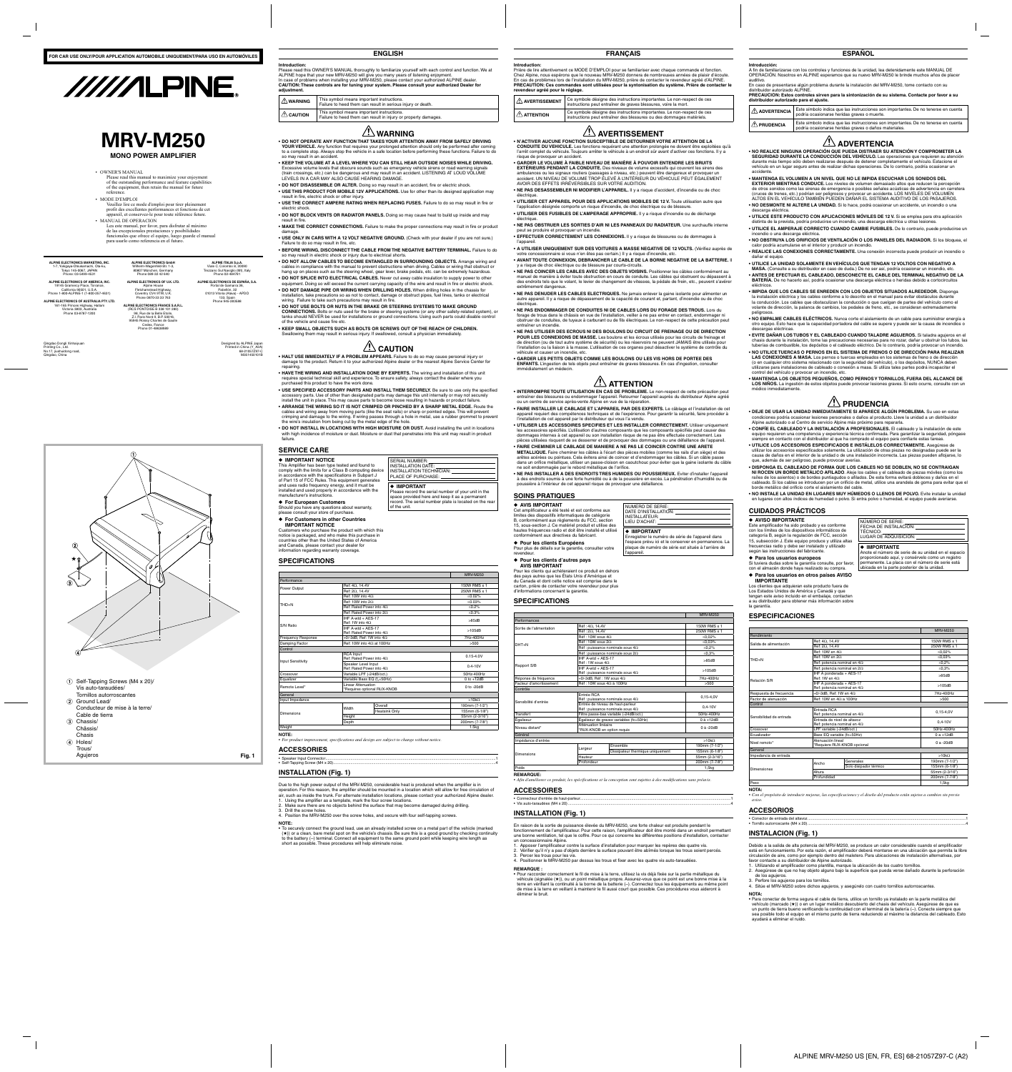FOR CAR USE ONLY/POUR APPLICATION AUTOMOBILE UNIQUEMENT/PARA USO EN AUTOMÓVILES

# ALPINE

# MRV-M250

## MONO POWER AMPLIFIER

- OWNER'S MANUAL
  Please read this manual to maximize your enjoyment of the outstanding performance and feature capabilities of the equipment, then retain the manual for future reference.
- MODE D'EMPLOI
  Veuillez lire ce mode d'emploi pour tirer pleinement profit des excellentes performances et fonctions de cet appareil, et conservez-le pour toute référence future.
- MANUAL DE OPERACIÓN
  Lea este manual, por favor, para disfrutar al máximo de las excepcionales prestaciones y posibilidades funcionales que ofrece el equipo, luego guarde el manual para usarlo como referencia en el futuro.

**ALPINE ELECTRONICS MARKETING, INC.**
1-7, Yukigaya-Otsukamachi, Ota-ku, Tokyo 145-0067, JAPAN
Phone: 03-5499-4531

**ALPINE ELECTRONICS OF AMERICA, INC.**
19145 Gramercy Place, Torrance, California 90501, U.S.A.
Phone 1-800-ALPINE-1 (1-800-257-4631)

**ALPINE ELECTRONICS OF AUSTRALIA PTY. LTD.**
161-165 Princes Highway, Hallam Victoria 3803, Australia
Phone 03-8787-1200

**ALPINE ELECTRONICS GmbH**
Wilhelm-Wagenfeld-Str. 1-3, 80807 München, Germany
Phone 089-32 42 640

**ALPINE ELECTRONICS OF U.K. LTD.**
Alpine House
Fletchamstead Highway, Coventry CV4 9TW, U.K.
Phone 0870-33 33 763

**ALPINE ELECTRONICS FRANCE S.A.R.L.**
(RCS PONTOISE B 338 101 280)
98, Rue de la Belle Etoile, Z.I. Paris Nord Il, B.P. 50016, 95945 Roissy Charles de Gaulle Cedex, France
Phone 01-48638989

**ALPINE ITALIA S.p.A.**
Viale C. Colombo 8, 20090 Trezzano Sul Naviglio (MI), Italy
Phone 02-484781

**ALPINE ELECTRONICS DE ESPAÑA, S.A.**
Portal de Gamarra 36, Pabellón, 32
01013 Vitoria (Alava) - APDO 133, Spain
Phone 945-283588

Qingdao Dongli Xinhaiyuan Printing Co., Ltd.
No.17, jiushuidong road, Qingdao, China

Designed by ALPINE Japan
Printed in China (Y_K0)
68-21057Z97-C
MS5145010E

① Self-Tapping Screws (M4 x 20)/ Vis auto-taraudées/ Tornillos autorroscantes
② Ground Lead/ Conducteur de mise à la terre/ Cable de tierra
③ Chassis/ Châssis/ Chasis
④ Holes/ Trous/ Agujeros

Fig. 1

# ENGLISH

**Introduction:**
Please read this OWNER'S MANUAL thoroughly to familiarize yourself with each control and function. We at ALPINE hope that your new MRV-M250 will give you many years of listening enjoyment.
In case of problems when installing your MRV-M250, please contact your authorized ALPINE dealer.
**CAUTION: These controls are for tuning your system. Please consult your authorized Dealer for adjustment.**

| | |
|---|---|
| ⚠ WARNING | This symbol means important instructions. Failure to heed them can result in serious injury or death. |
| ⚠ CAUTION | This symbol means important instructions. Failure to heed them can result in injury or property damages. |

## ⚠ WARNING

- **DO NOT OPERATE ANY FUNCTION THAT TAKES YOUR ATTENTION AWAY FROM SAFELY DRIVING YOUR VEHICLE.** Any function that requires your prolonged attention should only be performed after coming to a complete stop. Always stop the vehicle in a safe location before performing these functions. Failure to do so may result in an accident.
- **KEEP THE VOLUME AT A LEVEL WHERE YOU CAN STILL HEAR OUTSIDE NOISES WHILE DRIVING.** Excessive volume levels that obscure sounds such as emergency vehicle sirens or road warning signals (train crossings, etc.) can be dangerous and may result in an accident. LISTENING AT LOUD VOLUME LEVELS IN A CAR MAY ALSO CAUSE HEARING DAMAGE.
- **DO NOT DISASSEMBLE OR ALTER.** Doing so may result in an accident, fire or electric shock.
- **USE THIS PRODUCT FOR MOBILE 12V APPLICATIONS.** Use for other than its designed application may result in fire, electric shock or other injury.
- **USE THE CORRECT AMPERE RATING WHEN REPLACING FUSES.** Failure to do so may result in fire or electric shock.
- **DO NOT BLOCK VENTS OR RADIATOR PANELS.** Doing so may cause heat to build up inside and may result in fire.
- **MAKE THE CORRECT CONNECTIONS.** Failure to make the proper connections may result in fire or product damage.
- **USE ONLY IN CARS WITH A 12 VOLT NEGATIVE GROUND.** (Check with your dealer if you are not sure.) Failure to do so may result in fire, etc.
- **BEFORE WIRING, DISCONNECT THE CABLE FROM THE NEGATIVE BATTERY TERMINAL.** Failure to do so may result in electric shock or injury due to electrical shorts.
- **DO NOT ALLOW CABLES TO BECOME ENTANGLED IN SURROUNDING OBJECTS.** Arrange wiring and cables in compliance with the manual to prevent obstructions when driving. Cables or wiring that obstruct or hang up on places such as the steering wheel, gear lever, brake pedals, etc. can be extremely hazardous.
- **DO NOT SPLICE INTO ELECTRICAL CABLES.** Never cut away cable insulation to supply power to other equipment. Doing so will exceed the current carrying capacity of the wire and result in fire or electric shock.
- **DO NOT DAMAGE PIPE OR WIRING WHEN DRILLING HOLES.** When drilling holes in the chassis for installation, take precautions so as not to contact, damage or obstruct pipes, fuel lines, tanks or electrical wiring. Failure to take such precautions may result in fire.
- **DO NOT USE BOLTS OR NUTS IN THE BRAKE OR STEERING SYSTEMS TO MAKE GROUND CONNECTIONS.** Bolts or nuts used for the brake or steering systems (or any other safety-related system), or tanks should NEVER be used for installations or ground connections. Using such parts could disable control of the vehicle and cause fire etc.
- **KEEP SMALL OBJECTS SUCH AS BOLTS OR SCREWS OUT OF THE REACH OF CHILDREN.** Swallowing them may result in serious injury. If swallowed, consult a physician immediately.

## ⚠ CAUTION

- **HALT USE IMMEDIATELY IF A PROBLEM APPEARS.** Failure to do so may cause personal injury or damage to the product. Return it to your authorized Alpine dealer or the nearest Alpine Service Center for repairing.
- **HAVE THE WIRING AND INSTALLATION DONE BY EXPERTS.** The wiring and installation of this unit requires special technical skill and experience. To ensure safety, always contact the dealer where you purchased this product to have the work done.
- **USE SPECIFIED ACCESSORY PARTS AND INSTALL THEM SECURELY.** Be sure to use only the specified accessory parts. Use of other than designated parts may damage this unit internally or may not securely install the unit in place. This may cause parts to become loose resulting in hazards or product failure.
- **ARRANGE THE WIRING SO IT IS NOT CRIMPED OR PINCHED BY A SHARP METAL EDGE.** Route the cables and wiring away from moving parts (like the seat rails) or sharp or pointed edges. This will prevent crimping and damage to the wiring. If wiring passes through a hole in metal, use a rubber grommet to prevent the wire's insulation from being cut by the metal edge of the hole.
- **DO NOT INSTALL IN LOCATIONS WITH HIGH MOISTURE OR DUST.** Avoid installing the unit in locations with high incidence of moisture or dust. Moisture or dust that penetrates into this unit may result in product failure.

## SERVICE CARE

◆ **IMPORTANT NOTICE**
This Amplifier has been type tested and found to comply with the limits for a Class B computing device in accordance with the specifications in Subpart J of Part 15 of FCC Rules. This equipment generates and uses radio frequency energy, and it must be installed and used properly in accordance with the manufacturer's instructions.

SERIAL NUMBER:
INSTALLATION DATE:
INSTALLATION TECHNICIAN:
PLACE OF PURCHASE:

◆ **IMPORTANT**
Please record the serial number of your unit in the space provided here and keep it as a permanent record. The serial number plate is located on the rear of the unit.

◆ **For European Customers**
Should you have any questions about warranty, please consult your store of purchase.

◆ **For Customers in other Countries**
**IMPORTANT NOTICE**
Customers who purchase the product with which this notice is packaged, and who make this purchase in countries other than the United States of America and Canada, please contact your dealer for information regarding warranty coverage.

## SPECIFICATIONS

| | | | MRV-M250 |
|---|---|---|---|
| Performance | | | |
| Power Output | Ref: 4Ω, 14.4V | | 150W RMS x 1 |
| | Ref: 2Ω, 14.4V | | 250W RMS x 1 |
| THD+N | Ref: 10W into 4Ω | | ≤0.02% |
| | Ref: 10W into 2Ω | | ≤0.03% |
| | Ref: Rated Power into 4Ω | | ≤0.2% |
| | Ref: Rated Power into 2Ω | | ≤0.3% |
| S/N Ratio | IHF A-wtd + AES-17 Ref: 1W into 4Ω | | >85dB |
| | IHF A-wtd + AES-17 Ref: Rated Power into 4Ω | | >105dB |
| Frequency Response | +0/-3dB, Ref: 1W into 4Ω | | 7Hz-400Hz |
| Damping Factor | Ref: 10W into 4Ω at 100Hz | | >500 |
| Control | | | |
| Input Sensitivity | RCA Input Ref: Rated Power into 4Ω | | 0.15-4.0V |
| | Speaker Level Input Ref: Rated Power into 4Ω | | 0.4-10V |
| Crossover | Variable LPF (-24dB/oct.) | | 50Hz-400Hz |
| Equalizer | Variable Bass EQ (f0=50Hz) | | 0 to +12dB |
| Remote Level* | Linear Attenuation *Requires optional RUX-KNOB | | 0 to -20dB |
| General | | | |
| Input Impedance | | | >10kΩ |
| Dimensions | Width | Overall | 190mm (7-1/2") |
| | | Heatsink Only | 155mm (6-1/8") |
| | Height | | 55mm (2-3/16") |
| | Depth | | 200mm (7-7/8") |
| Weight | | | 1.5kg |

**NOTE:**
- *For product improvement, specifications and designs are subject to change without notice.*

## ACCESSORIES

- Speaker Input Connector.............1
- Self-Tapping Screw (M4 x 20).............4

## INSTALLATION (Fig. 1)

Due to the high power output of the MRV-M250, considerable heat is produced when the amplifier is in operation. For this reason, the amplifier should be mounted in a location which will allow for free circulation of air, such as inside the trunk. For alternate installation locations, please contact your authorized Alpine dealer.
1. Using the amplifier as a template, mark the four screw locations.
2. Make sure there are no objects behind the surface that may become damaged during drilling.
3. Drill the screw holes.
4. Position the MRV-M250 over the screw holes, and secure with four self-tapping screws.

**NOTE:**
- To securely connect the ground lead, use an already installed screw on a metal part of the vehicle (marked (★)) or a clean, bare metal spot on the vehicle's chassis. Be sure this is a good ground by checking continuity to the battery (–) terminal. Connect all equipment to the same ground point while keeping wire length as short as possible. These procedures will help eliminate noise.

# FRANÇAIS

**Introduction:**
Prière de lire attentivement ce MODE D'EMPLOI pour se familiariser avec chaque commande et fonction. Chez Alpine, nous espérons que le nouveau MRV-M250 donnera de nombreuses années de plaisir d'écoute.
En cas de problèmes lors de l'installation du MRV-M250, prière de contacter le revendeur agréé d'ALPINE.
**PRÉCAUTION: Ces commandes sont utilisées pour la synchronisation du système. Prière de contacter le revendeur agréé pour le réglage.**

| | |
|---|---|
| ⚠ AVERTISSEMENT | Ce symbole désigne des instructions importantes. Le non-respect de ces instructions peut entraîner de graves blessures, voire la mort. |
| ⚠ ATTENTION | Ce symbole désigne des instructions importantes. Le non-respect de ces instructions peut entraîner des blessures ou des dommages matériels. |

## ⚠ AVERTISSEMENT

- **N'ACTIVER AUCUNE FONCTION SUSCEPTIBLE DE DÉTOURNER VOTRE ATTENTION DE LA CONDUITE DU VÉHICULE.** Les fonctions requérant une attention prolongée ne doivent être exploitées qu'à l'arrêt complet du véhicule. Toujours arrêter le véhicule à un endroit sûr avant d'activer ces fonctions. Il y a risque de provoquer un accident.
- **GARDER LE VOLUME À FAIBLE NIVEAU DE MANIÈRE À POUVOIR ENTENDRE LES BRUITS EXTÉRIEURS PENDANT LA CONDUITE.** Des niveaux de volume excessifs qui couvrent les sirènes des ambulances ou les signaux routiers (passages à niveau, etc.) peuvent être dangereux et provoquer un accident. UN NIVEAU DE VOLUME TROP ÉLEVÉ À L'INTÉRIEUR DU VÉHICULE PEUT ÉGALEMENT AVOIR DES EFFETS IRRÉVERSIBLES SUR VOTRE AUDITION.
- **NE PAS DÉSASSEMBLER NI MODIFIER L'APPAREIL.** Il y a risque d'accident, d'incendie ou de choc électrique.
- **UTILISER CET APPAREIL POUR DES APPLICATIONS MOBILES DE 12 V.** Toute utilisation autre que l'application désignée comporte un risque d'incendie, de choc électrique ou de blessure.
- **UTILISER DES FUSIBLES DE L'AMPÉRAGE APPROPRIÉ.** Il y a risque d'incendie ou de décharge électrique.
- **NE PAS OBSTRUER LES SORTIES D'AIR NI LES PANNEAUX DU RADIATEUR.** Une surchauffe interne peut se produire et provoquer un incendie.
- **EFFECTUER CORRECTEMENT LES CONNEXIONS.** Il y a risque de blessures ou de dommages à l'appareil.
- **A UTILISER UNIQUEMENT SUR DES VOITURES A MASSE NÉGATIVE DE 12 VOLTS.** (Vérifiez auprès de votre concessionnaire si vous n'en êtes pas certain.) Il y a risque d'incendie, etc.
- **AVANT TOUTE CONNEXION, DÉBRANCHER LE CABLE DE LA BORNE NÉGATIVE DE LA BATTERIE.** Il y a risque de choc électrique ou de blessure par courts-circuits.
- **NE PAS COINCER LES CABLES AVEC DES OBJETS VOISINS.** Positionner les câbles conformément au manuel de manière à éviter toute obstruction en cours de conduite. Les câbles qui obstruent ou dépassent à des endroits tels que le volant, le levier de changement de vitesses, la pédale de frein, etc., peuvent s'avérer extrêmement dangereux.
- **NE PAS DÉNUDER LES CABLES ÉLECTRIQUES.** Ne jamais enlever la gaine isolante pour alimenter un autre appareil. Il y a risque de dépassement de la capacité de courant et, partant, d'incendie ou de choc électrique.
- **NE PAS ENDOMMAGER DE CONDUITES NI DE CABLES LORS DU FORAGE DES TROUS.** Lors du forage de trous dans le châssis en vue de l'installation, veiller à ne pas entrer en contact, endommager ni obstruer de conduites, de tuyaux à carburant ou de fils électriques. Le non-respect de cette précaution peut entraîner un incendie.
- **NE PAS UTILISER DES ÉCROUS NI DES BOULONS DU CIRCUIT DE FREINAGE OU DE DIRECTION POUR LES CONNEXIONS DE MASSE.** Les boulons et les écrous utilisés pour les circuits de freinage et de direction (ou de tout autre système de sécurité) ou les réservoirs ne peuvent JAMAIS être utilisés pour l'installation ou la liaison à la masse. L'utilisation de ces organes peut désactiver le système de contrôle du véhicule et causer un incendie, etc.
- **GARDER LES PETITS OBJETS COMME LES BOULONS OU LES VIS HORS DE PORTÉE DES ENFANTS.** L'ingestion de tels objets peut entraîner de graves blessures. En cas d'ingestion, consulter immédiatement un médecin.

## ⚠ ATTENTION

- **INTERROMPRE TOUTE UTILISATION EN CAS DE PROBLÈME.** Le non-respect de cette précaution peut entraîner des blessures ou endommager l'appareil. Retourner l'appareil auprès du distributeur Alpine agréé ou un centre de service après-vente Alpine en vue de la réparation.
- **FAIRE INSTALLER LE CABLAGE ET L'APPAREIL PAR DES EXPERTS.** Le câblage et l'installation de cet appareil requiert des compétences techniques et de l'expérience. Pour garantir la sécurité, faire procéder à l'installation de cet appareil par le distributeur qui vous l'a vendu.
- **UTILISER LES ACCESSOIRES SPÉCIFIÉS ET LES INSTALLER CORRECTEMENT.** Utiliser uniquement les accessoires spécifiés. L'utilisation d'autres composants que les composants spécifiés peut causer des dommages internes à cet appareil ou son installation risque de ne pas être effectuée correctement. Les pièces utilisées risquent de se desserrer et de provoquer des dommages ou une défaillance de l'appareil.
- **FAIRE CHEMINER LE CABLAGE DE MANIÈRE À NE PAS LE COINCER CONTRE UNE ARÊTE MÉTALLIQUE.** Faire cheminer les câbles à l'écart des pièces mobiles (comme les rails d'un siège) et des arêtes acérées ou pointues. Cela évitera ainsi de coincer et d'endommager les câbles. Si un câble passe dans un orifice métallique, utiliser un passe-cloison en caoutchouc pour éviter que la gaine isolante du câble ne soit endommagée par le rebord métallique de l'orifice.
- **NE PAS INSTALLER A DES ENDROITS TRES HUMIDES OU POUSSIEREUX.** Eviter d'installer l'appareil à des endroits soumis à une forte humidité ou à de la poussière en excès. La pénétration d'humidité ou de poussière à l'intérieur de cet appareil risque de provoquer une défaillance.

## SOINS PRATIQUES

◆ **AVIS IMPORTANT**
Cet amplificateur a été testé et est conforme aux limites des dispositifs informatiques de catégorie B, conformément aux règlements du FCC, section 15, sous-section J. Ce matériel produit et utilise des hautes fréquences radio et doit être installé et utilisé conformément aux directives du fabricant.

NUMERO DE SERIE:
DATE D'INSTALLATION:
INSTALLATEUR:
LIEU D'ACHAT:

◆ **IMPORTANT**
Enregistrer le numéro de série de l'appareil dans l'espace prévu ici et le conserver en permanence. La plaque de numéro de série est située à l'arrière de l'appareil.

◆ **Pour les clients Européens**
Pour plus de détails sur la garantie, consulter votre revendeur.

◆ **Pour les clients d'autres pays**
**AVIS IMPORTANT**
Pour les clients qui achèteraient ce produit en dehors des pays autres que les États Unis d'Amérique et du Canada et dont cette notice est comprise dans le carton, prière de contacter votre revendeur pour plus d'informations concernant la garantie.

## SPECIFICATIONS

| | | | MRV-M250 |
|---|---|---|---|
| Performances | | | |
| Sortie de l'alimentation | Réf : 4Ω, 14,4V | | 150W RMS x 1 |
| | Réf : 2Ω, 14,4V | | 250W RMS x 1 |
| DHT+N | Réf : 10W sous 4Ω | | ≤0,02% |
| | Réf : 10W sous 2Ω | | ≤0,03% |
| | Réf : puissance nominale sous 4Ω | | ≤0,2% |
| | Réf : puissance nominale sous 2Ω | | ≤0,3% |
| Rapport S/B | IHF A-wtd + AES-17 Réf : 1W sous 4Ω | | >85dB |
| | IHF A-wtd + AES-17 Réf : puissance nominale sous 4Ω | | >105dB |
| Réponse de fréquence | +0/-3dB, Réf : 1W sous 4Ω | | 7Hz-400Hz |
| Facteur d'amortissement | Réf : 10W sous 4Ω à 100Hz | | >500 |
| Contrôle | | | |
| Sensibilité d'entrée | Entrée RCA Réf : puissance nominale sous 4Ω | | 0,15-4,0V |
| | Entrée de niveau de haut-parleur Réf : puissance nominale sous 4Ω | | 0,4-10V |
| Transfert | Filtre passe-bas variable (-24dB/oct.) | | 50Hz-400Hz |
| Égaliseur | Égaliseur de graves variables (f0=50Hz) | | 0 à +12dB |
| Niveau distant* | Atténuation linéaire *RUX-KNOB en option requis | | 0 à -20dB |
| Général | | | |
| Impédance d'entrée | | | >10kΩ |
| Dimensions | Largeur | Ensemble | 190mm (7-1/2") |
| | | Dissipateur thermique uniquement | 155mm (6-1/8") |
| | Hauteur | | 55mm (2-3/16") |
| | Profondeur | | 200mm (7-7/8") |
| Poids | | | 1,5kg |

**REMARQUE:**
- *Afin d'améliorer ce produit, les spécifications et la conception sont sujettes à des modifications sans préavis.*

## ACCESSOIRES

- Connecteur d'entrée de haut-parleur.............1
- Vis auto-taraudées (M4 x 20).............4

## INSTALLATION (Fig. 1)

En raison de la sortie de puissance élevée du MRV-M250, une forte chaleur est produite pendant le fonctionnement de l'amplificateur. Pour cette raison, l'amplificateur doit être monté dans un endroit permettant une bonne ventilation, tel que le coffre. Pour ce qui concerne les différentes positions d'installation, contacter un concessionnaire Alpine.
1. Apposer l'amplificateur contre la surface d'installation pour marquer les repères des quatre vis.
2. Vérifier qu'il n'y a pas d'objets derrière la surface pouvant être abîmés lorsque les trous seront percés.
3. Percer les trous pour les vis.
4. Positionner le MRV-M250 par dessus les trous et fixer avec les quatre vis auto-taraudées.

**REMARQUE :**
- Pour raccorder correctement le fil de mise à la terre, utilisez la vis déjà fixée sur la partie métallique du véhicule (signalée (★)), ou un point métallique propre. Assurez-vous que ce point est une bonne mise à la terre en vérifiant la continuité à la borne de la batterie (–). Connectez tous les équipements au même point de mise à la terre en veillant à maintenir les fils aussi courts que possible. Ces procédures vous aideront à éliminer le bruit.

# ESPAÑOL

**Introducción:**
A fin de familiarizarse con los controles y funciones de la unidad, lea detenidamente este MANUAL DE OPERACIÓN. Nosotros en ALPINE esperamos que su nuevo MRV-M250 le brinde muchos años de placer auditivo.
En caso de presentarse algún problema durante la instalación del MRV-M250, tome contacto con su distribuidor autorizado ALPINE.
**PRECAUCION: Estos controles sirven para la sintonización de su sistema. Contacte por favor a su distribuidor autorizado para el ajuste.**

| | |
|---|---|
| ⚠ ADVERTENCIA | Este símbolo indica que las instrucciones son importantes. De no tenerse en cuenta podría ocasionarse heridas graves o muerte. |
| ⚠ PRUDENCIA | Este símbolo indica que las instrucciones son importantes. De no tenerse en cuenta podría ocasionarse heridas graves o daños materiales. |

## ⚠ ADVERTENCIA

- **NO REALICE NINGUNA OPERACIÓN QUE PUEDA DISTRAER SU ATENCIÓN Y COMPROMETER LA SEGURIDAD DURANTE LA CONDUCCIÓN DEL VEHÍCULO.** Las operaciones que requieren su atención durante más tiempo sólo deben realizarse después de detener completamente el vehículo. Estacione el vehículo en un lugar seguro antes de realizar dichas operaciones. De lo contrario, podría ocasionar un accidente.
- **MANTENGA EL VOLUMEN A UN NIVEL QUE NO LE IMPIDA ESCUCHAR LOS SONIDOS DEL EXTERIOR MIENTRAS CONDUCE.** Los niveles de volumen demasiado altos que reducen la percepción de otros sonidos como las sirenas de emergencia o posibles señales acústicas de advertencia en carretera (cruces de trenes, etc.) podrían ser peligrosos y provocar un accidente. LOS NIVELES DE VOLUMEN ALTOS EN EL VEHÍCULO TAMBIÉN PUEDEN DAÑAR EL SISTEMA AUDITIVO DE LOS PASAJEROS.
- **NO DESMONTE NI ALTERE LA UNIDAD.** Si lo hace, podrá ocasionar un accidente, un incendio o una descarga eléctrica.
- **UTILICE ESTE PRODUCTO CON APLICACIONES MÓVILES DE 12 V.** Si se emplea para otra aplicación distinta de la prevista, podría producirse un incendio, una descarga eléctrica u otras lesiones.
- **UTILICE EL AMPERAJE CORRECTO CUANDO CAMBIE FUSIBLES.** De lo contrario, puede producirse un incendio o una descarga eléctrica.
- **NO OBSTRUYA LOS ORIFICIOS DE VENTILACIÓN O LOS PANELES DEL RADIADOR.** Si los bloquea, el calor podría acumularse en el interior y producir un incendio.
- **REALICE LAS CONEXIONES CORRECTAMENTE.** Una conexión incorrecta puede producir un incendio o dañar el equipo.
- **UTILICE LA UNIDAD SOLAMENTE EN VEHÍCULOS QUE TENGAN 12 VOLTIOS CON NEGATIVO A MASA.** (Consulte a su distribuidor en caso de duda.) De no ser así, podría ocasionar un incendio, etc.
- **ANTES DE EFECTUAR EL CABLEADO, DESCONECTE EL CABLE DEL TERMINAL NEGATIVO DE LA BATERÍA.** De no hacerlo así, podría ocasionar una descarga eléctrica o heridas debido a cortocircuitos eléctricos.
- **IMPIDA QUE LOS CABLES SE ENREDEN CON LOS OBJETOS SITUADOS ALREDEDOR.** Disponga la instalación eléctrica y los cables conforme a lo descrito en el manual para evitar obstáculos durante la conducción. Los cables que obstaculizan la conducción o que cuelgan de partes del vehículo como el volante de dirección, la palanca de cambios, los pedales de freno, etc., se consideran extremadamente peligrosos.
- **NO EMPALME CABLES ELÉCTRICOS.** Nunca corte el aislamiento de un cable para suministrar energía a otro equipo. Esto hace que la capacidad portadora del cable se supere y puede ser la causa de incendios o descargas eléctricas.
- **EVITE DAÑAR LOS TUBOS Y EL CABLEADO CUANDO TALADRE AGUJEROS.** Si taladra agujeros en el chasis durante la instalación, tome las precauciones necesarias para no rozar, dañar u obstruir los tubos, las tuberías de combustible, los depósitos o el cableado eléctrico. De lo contrario, podría provocar un incendio.
- **NO UTILICE TUERCAS O PERNOS EN EL SISTEMA DE FRENOS O DE DIRECCIÓN PARA REALIZAR LAS CONEXIONES A MASA.** Los pernos o tuercas empleados en los sistemas de freno o de dirección (o en cualquier otro sistema relacionado con la seguridad del vehículo), o los depósitos, NUNCA deben utilizarse para instalaciones de cableado o conexión a masa. Si utiliza tales partes podrá incapacitar el control del vehículo y provocar un incendio, etc.
- **MANTENGA LOS OBJETOS PEQUEÑOS, COMO PERNOS Y TORNILLOS, FUERA DEL ALCANCE DE LOS NIÑOS.** La ingestión de estos objetos puede provocar lesiones graves. Si esto ocurre, consulte con un médico inmediatamente.

## ⚠ PRUDENCIA

- **DEJE DE USAR LA UNIDAD INMEDIATAMENTE SI APARECE ALGÚN PROBLEMA.** Su uso en estas condiciones podría ocasionar lesiones personales o daños al producto. Lleve la unidad a un distribuidor Alpine autorizado o al Centro de servicio Alpine más próximo para repararla.
- **CONFÍE EL CABLEADO Y LA INSTALACIÓN A PROFESIONALES.** El cableado y la instalación de este equipo requieren una competencia y experiencia técnica confirmada. Para garantizar la seguridad, póngase siempre en contacto con el distribuidor al que ha comprado el equipo para confiarle estas tareas.
- **UTILICE LOS ACCESORIOS ESPECIFICADOS E INSTÁLELOS CORRECTAMENTE.** Asegúrese de utilizar los accesorios especificados solamente. La utilización de otras piezas no designadas puede ser la causa de daños en el interior de la unidad o de una instalación incorrecta. Las piezas pueden aflojarse, lo que, además de ser peligroso, puede provocar averías.
- **DISPONGA EL CABLEADO DE FORMA QUE LOS CABLES NO SE DOBLEN, NO SE CONTRAIGAN NI ROCEN UN BORDE METÁLICO AFILADO.** Aleje los cables y el cableado de piezas móviles (como los raíles de los asientos) o de bordes puntiagudos o afilados. De esta forma evitará dobleces y daños en el cableado. Si los cables se introducen por un orificio de metal, utilice una arandela de goma para evitar que el borde metálico del orificio corte el aislamiento del cable.
- **NO INSTALE LA UNIDAD EN LUGARES MUY HÚMEDOS O LLENOS DE POLVO.** Evite instalar la unidad en lugares con altos índices de humedad o polvo. Si entra polvo o humedad, el equipo puede averiarse.

## CUIDADOS PRÁCTICOS

◆ **AVISO IMPORTANTE**
Este amplificador ha sido probado y es conforme con los límites de los dispositivos informáticos de categoría B, según la regulación de FCC, sección 15, subsección J. Este equipo produce y utiliza altas frecuencias radio y debe ser instalado y utilizado según las instrucciones del fabricante.

NUMERO DE SERIE:
FECHA DE INSTALACION:
TECNICO:
LUGAR DE ADQUISICION:

◆ **IMPORTANTE**
Anote el número de serie de su unidad en el espacio proporcionado aquí, y consérvelo como un registro permanente. La placa con el número de serie está ubicada en la parte posterior de la unidad.

◆ **Para los usuarios europeos**
Si tuviera dudas sobre la garantía consulte, por favor, con el almacén donde haya realizado su compra.

◆ **Para los usuarios en otros países AVISO IMPORTANTE**
Los clientes que adquieran este producto fuera de Los Estados Unidos de América y Canadá y que tengan este aviso incluido en el embalaje, contacten a su distribuidor para obtener más información sobre la garantía.

## ESPECIFICACIONES

| | | | MRV-M250 |
|---|---|---|---|
| Rendimiento | | | |
| Salida de alimentación | Ref: 4Ω, 14,4V | | 150W RMS x 1 |
| | Ref: 2Ω, 14,4V | | 250W RMS x 1 |
| THD+N | Ref: 10W en 4Ω | | ≤0,02% |
| | Ref: 10W en 2Ω | | ≤0,03% |
| | Ref: potencia nominal en 4Ω | | ≤0,2% |
| | Ref: potencia nominal en 2Ω | | ≤0,3% |
| Relación S/R | IHF A ponderada + AES-17 Ref: 1W en 4Ω | | >85dB |
| | IHF A ponderada + AES-17 Ref: potencia nominal en 4Ω | | >105dB |
| Respuesta de frecuencia | +0/-3dB, Ref: 1W en 4Ω | | 7Hz-400Hz |
| Factor de atenuación | Ref: 10W en 4Ω a 100Hz | | >500 |
| Control | | | |
| Sensibilidad de entrada | Entrada RCA Ref: potencia nominal en 4Ω | | 0,15-4,0V |
| | Entrada de nivel de altavoz Ref: potencia nominal en 4Ω | | 0,4-10V |
| Crossover | LPF variable (-24dB/oct.) | | 50Hz-400Hz |
| Ecualizador | Base EQ variable (f0=50Hz) | | 0 a +12dB |
| Nivel remoto* | Atenuación lineal *Requiere RUX-KNOB opcional | | 0 a -20dB |
| General | | | |
| Impedancia de entrada | | | >10kΩ |
| Dimensiones | Ancho | Generales | 190mm (7-1/2") |
| | | Sólo disipador térmico | 155mm (6-1/8") |
| | Altura | | 55mm (2-3/16") |
| | Profundidad | | 200mm (7-7/8") |
| Peso | | | 1,5kg |

**NOTA:**
- *Con el propósito de introducir mejoras, las especificaciones y el diseño del producto están sujetos a cambios sin previo aviso.*

## ACCESORIOS

- Conector de entrada del altavoz.............1
- Tornillo autorroscante (M4 x 20).............4

## INSTALACION (Fig. 1)

Debido a la salida de alta potencia del MRV-M250, se produce un calor considerable cuando el amplificador está en funcionamiento. Por esta razón, el amplificador deberá montarse en una ubicación que permita la libre circulación de aire, como por ejemplo dentro del maletero. Para ubicaciones de instalación alternativas, por favor contacte a su distribuidor Alpine autorizado.
1. Utilizando el amplificador como plantilla, marque la ubicación de los cuatro tornillos.
2. Asegúrese de que no hay objeto alguno bajo la superficie que pueda verse dañado durante la perforación de los agujeros.
3. Perfore los agujeros para los tornillos.
4. Sitúe el MRV-M250 sobre dichos agujeros, y asegúrelo con cuatro tornillos autorroscantes.

**NOTA:**
- Para conectar de forma segura el cable de tierra, utilice un tornillo ya instalado en la parte metálica del vehículo (marcado (★)) o en un lugar metálico descubierto del chasis del vehículo. Asegúrese de que es un punto de tierra bueno verificando la continuidad con el terminal de la batería (–). Conecte siempre que sea posible todo el equipo en el mismo punto de tierra reduciendo al máximo la distancia del cableado. Esto ayudará a eliminar el ruido.

ALPINE MRV-M250 US [EN, FR, ES] 68-21057Z97-C (A2)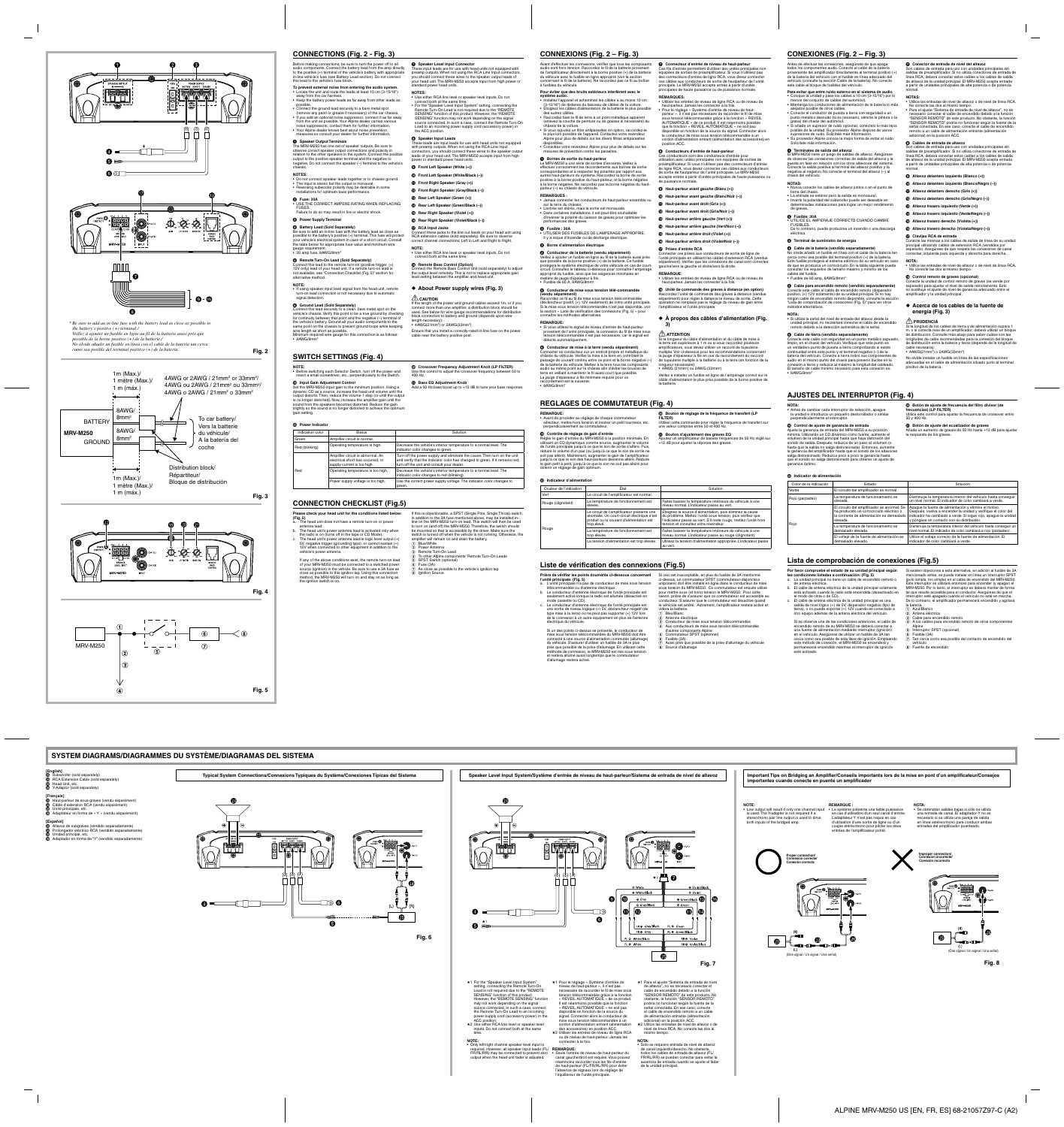*Be sure to add an in-line fuse with the battery lead as close as possible to the battery's positive (+) terminal./
Veillez à ajouter un fusible en ligne au fil de la batterie aussi près que possible de la borne positive (+) de la batterie./
No olvide añadir un fusible en línea con el cable de la batería tan cerca como sea posible del terminal positivo (+) de la batería.*

Fig. 2

1m (Max.)/ 1 mètre (Max.)/ 1 m (máx.)

4AWG or 2AWG / 21mm² or 33mm²/ 4AWG ou 2AWG / 21mm² ou 33mm²/ 4AWG o 2AWG / 21mm² o 33mm²

BATTERY

8AWG/ 8mm²

MRV-M250

GROUND

8AWG/ 8mm²

To car battery/ Vers la batterie du véhicule/ A la batería del coche

Distribution block/ Répartiteur/ Bloque de distribución

1m (Max.)/ 1 mètre (Max.)/ 1 m (máx.)

Fig. 3

Fig. 4

MRV-M250

Fig. 5

## CONNECTIONS (Fig. 2 - Fig. 3)

Before making connections, be sure to turn the power off to all audio components. Connect the battery lead from the amplifier directly to the positive (+) terminal of the vehicle's battery with appropriate in-line vehicle's fuse (see Battery Lead section). Do not connect this lead to the vehicle's fuse block.

**To prevent external noise from entering the audio system.**
- Locate the unit and route the leads at least 10 cm (3-15/16") away from the car harness.
- Keep the battery power leads as far away from other leads as possible.
- Connect the ground lead securely to a bare metal spot (remove any paint or grease if necessary) of the car chassis.
- If you add an optional noise suppressor, connect it as far away from the unit as possible. Your Alpine dealer carries various noise suppressors, contact them for further information.
- Your Alpine dealer knows best about noise prevention measures so consult your dealer for further information.

❶ **Speaker Output Terminals**
The MRV-M250 has one set of speaker outputs. Be sure to observe correct speaker output connections and polarity in relation to the other speakers in the system. Connect the positive output to the positive speaker terminal and the negative to negative. Do not connect the negative (–) terminal to the vehicle's chassis.

**NOTES:**
- Do not connect speaker leads together or to chassis ground.
- The input is stereo but the output is monaural.
- Reversing subwoofer polarity may be necessary in some installations for optimum bass performance.

❷ **Fuse: 30A**
- USE THE CORRECT AMPERE RATING WHEN REPLACING FUSES.
  Failure to do so may result in fire or electric shock.

❸ **Power Supply Terminal**

❹ **Battery Lead (Sold Separately)**
Be sure to add an in-line fuse with the battery lead as close as possible to the battery's positive (+) terminal. This fuse will protect your vehicle's electrical system in case of a short circuit. Consult the table below for appropriate fuse value and minimum wire gauge requirement.
• 30 amp fuse, 8AWG/8mm²

❺ **Remote Turn-On Lead (Sold Separately)**
Connect this lead to the remote turn-on (positive trigger, (+) 12V only) lead of your head unit. If a remote turn-on lead is not available, see "Connection Checklist (Fig. 5)" section for alternative method.

**NOTE:**
- If using speaker input level signal from the head unit, remote turn-on lead connection is not necessary due to automatic signal detection.

❻ **Ground Lead (Sold Separately)**
Connect this lead securely to a clean, bare metal spot on the vehicle's chassis. Verify that the point to be a true ground by checking for continuity between that point and the negative (–) terminal of the vehicle's battery. Ground all your audio components to the same point on the chassis to prevent ground loops while keeping wire length as short as possible.
Minimum required wire gauge for this connection is as follows:
• 8AWG/8mm²

❼ **Speaker Level Input Connector**
These input leads are for use with head units not equipped with preamp outputs. When not using the RCA Line Input connectors, you should connect these wires to the speaker output leads of your head unit. The MRV-M250 accepts input from high power or standard power head units.

**NOTES:**
- Use either RCA line level or speaker level inputs. Do not connect both at the same time.
- For the "Speaker Level Input System" setting, connecting the Remote Turn-On Lead is not required due to the "REMOTE SENSING" function of this product. However, the "REMOTE SENSING" function may not work depending on the signal source connected. In such a case, connect the Remote Turn-On Lead to an incoming power supply cord (accessory power) in the ACC position.

❽ **Speaker Input Leads**
These leads are input leads for use with head units not equipped with preamp outputs. When not using the RCA Line Input connectors, you should connect these wires to the speaker output leads of your head unit. The MRV-M250 accepts input from high power or standard power head units.

❾ **Front Left Speaker (White (+))**

❿ **Front Left Speaker (White/Black (–))**

⓫ **Front Right Speaker (Gray (+))**

⓬ **Front Right Speaker (Gray/Black (–))**

⓭ **Rear Left Speaker (Green (+))**

⓮ **Rear Left Speaker (Green/Black (–))**

⓯ **Rear Right Speaker (Violet (+))**

⓰ **Rear Right Speaker (Violet/Black (–))**

⓱ **RCA Input Jacks**
Connect these jacks to the line-out leads on your head unit using RCA extension cables (sold separately). Be sure to observe correct channel connections; Left to Left and Right to Right.

**NOTE:**
- Use either RCA line level or speaker level inputs. Do not connect both at the same time.

⓲ **Remote Bass Control (Option)**
Connect the Remote Bass Control Unit (sold separately) to adjust the output level remotely. This is not to replace appropriate gain level setting between the amplifier and head unit.

### ◆ About Power supply wires (Fig. 3)

⚠ **CAUTION**
If the length of the power and ground cables exceed 1m, or if you connect more than one amplifier, a distribution block must be used. See below for wire gauge recommendations for distribution block connection to battery and ground (depending upon wire length necessary):
• 4AWG/21mm² or 2AWG/33mm²

Ensure that you install a correctly-rated in-line fuse on the power cable near the battery positive post.

## SWITCH SETTINGS (Fig. 4)

**NOTE:**
- Before switching each Selector Switch, turn off the power and insert a small screwdriver, etc., perpendicularly to the Switch.

⓳ **Input Gain Adjustment Control**
Set the MRV-M250 input gain to the minimum position. Using a dynamic CD as a source, increase the head unit volume until the output is near the maximum level. Then increase the amplifier gain until the sound from the speakers becomes distorted. Reduce the gain slightly so the sound is no longer distorted to achieve the optimum gain setting.

⓴ **Crossover Frequency Adjustment Knob (LP FILTER)**
Use this control to adjust the crossover frequency between 50 to 400 Hz.

㉑ **Bass EQ Adjustment Knob**
Add a 50 Hz bass boost up to +12 dB to tune your bass response.

㉒ **Power Indicator**

| Indication color | Status | Solution |
|---|---|---|
| Green | Amplifier circuit is normal. | |
| Red (blinking) | Operating temperature is high. | Decrease the vehicle's interior temperature to a normal level. The indicator color changes to green. |
| Red | Amplifier circuit is abnormal. An electrical short has occurred, or supply current is too high. | Turn off the power supply and eliminate the causes. Then turn on the unit and verify that the indicator color has changed to green. If it is red, turn off the unit and consult your dealer. |
| | Operating temperature is too high. | Decrease the vehicle's interior temperature to a normal level. The indicator color changes to red (blinking). |
| | Power supply voltage is too high. | Use the correct power supply voltage. The indicator color changes to green. |

## CONNECTION CHECKLIST (Fig.5)

**Please check your head unit for the conditions listed below: (Fig. 5)**

a. The head unit does not have a remote turn-on or power antenna lead.
b. The head unit's power antenna lead is activated only when the radio is on (turns off in the tape or CD Mode).
c. The head unit's power antenna lead is logic level output (+) 5V, negative trigger (grounding type), or cannot sustain (+) 12V when connected to other equipment in addition to the vehicle's power antenna.

If any of the above conditions exist, the remote turn-on lead of your MRV-M250 must be connected to a switched power source (ignition) in the vehicle. Be sure to use a 3A fuse as close as possible to the ignition switch. Employing this connection method, the MRV-M250 will turn on and stay on as long as the ignition switch is on.

If this is objectionable, a SPST (Single Pole, Single Throw) switch, in addition to the 3A fuse mentioned above, may be installed in-line on the MRV-M250 turn-on lead. This switch will then be used to turn on (and off) the MRV-M250. Therefore, the switch should be mounted so that it is accessible by the driver. Make sure this switch is turned off when the vehicle is not running. Otherwise, the amplifier will remain on and drain the battery.

① Blue/White
② Power Antenna
③ Remote Turn-On Lead
④ To other Alpine components/ Remote Turn-On Leads
⑤ SPST Switch (optional)
⑥ Fuse (3A)
⑦ As close as possible to the vehicle's ignition tap
⑧ Ignition Source

## CONNEXIONS (Fig. 2 – Fig. 3)

Avant d'effectuer les connexions, vérifier que tous les composants audio sont hors tension. Raccordez le fil de la batterie provenant de l'amplificateur directement à la borne positive (+) de la batterie du véhicule avec le fusible en ligne approprié (voir la section concernant le fil de la batterie). Ne raccordez pas ce fil au boîtier à fusibles du véhicule.

**Pour éviter que des bruits extérieurs interfèrent avec le système audio.**
- Installez l'appareil et acheminez les câbles à au moins 10 cm (3-15/16") de distance du faisceau de câbles de la voiture.
- Éloignez les câbles d'alimentation de la batterie le plus possible des autres câbles.
- Raccordez bien le fil de terre à un point métallique apparent (enlevez la couche de peinture ou de graisse si nécessaire) du châssis de la voiture.
- Si vous rajoutez un filtre antiparasites en option, raccordez-le le plus loin possible de l'appareil. Contactez votre revendeur Alpine pour plus de détails sur les divers filtres antiparasites disponibles.
- Consultez votre revendeur Alpine pour plus de détails sur les mesures de prévention contre les parasites.

❶ **Bornes de sortie du haut-parleur**
Le MRV-M250 a une série de sorties d'enceintes. Veillez à effectuer correctement les raccordements aux bornes de sortie correspondantes et à respecter les polarités par rapport aux autres haut-parleurs du système. Raccordez la borne de sortie positive à la borne positive du haut-parleur, et la borne négative à la borne négative. Ne raccordez pas la borne négative du haut-parleur (–) au châssis du véhicule.

**REMARQUES :**
- Jamais connecter les conducteurs de haut-parleur ensemble ou sur la terre du châssis.
- L'entrée est stéréo, mais la sortie est monaurale.
- Dans certaines installations, il est peut-être souhaitable d'inverser la polarité du caisson de graves pour optimiser les performances des graves.

❷ **Fusible : 30A**
- UTILISER DES FUSIBLES DE L'AMPERAGE APPROPRIE. Il y a risque d'incendie ou de décharge électrique.

❸ **Borne d'alimentation électrique**

❹ **Conducteur de la batterie (vendu séparément)**
Veillez à ajouter un fusible en ligne au fil de la batterie aussi près que possible de la borne positive (+) de la batterie. Ce fusible protégera le système électrique de votre véhicule en cas de court-circuit. Consultez le tableau ci-dessous pour connaître l'ampérage du fusible et la section minimale des fils.
• Fusible de 30 A, 8AWG/8mm²

❺ **Conducteur de mise sous tension télé-commandée (vendu séparément)**
Raccordez ce fil au fil de mise sous tension télécommandée (déclencheur positif, (+) 12V seulement) de votre unité principale. Si le mise sous tension télécommandée n'est pas disponible, voir la section « Liste de vérification des connexions (Fig. 5) » pour connaître les méthodes alternatives.

**REMARQUE :**
- Si vous utilisez le signal de niveau d'entrée de haut-parleur provenant de l'unité principale, la connexion du fil de mise sous tension télécommandée n'est pas nécessaire, car le signal est détecté automatiquement.

❻ **Conducteur de mise à la terre (vendu séparément)**
Connectez ce conducteur sur un endroit propre et métallique du châssis du véhicule. Vérifier la mise à la terre en contrôlant le passage de courant entre cette borne et la borne négative (–) de la batterie du véhicule. Mettre à la terre tous les composants audio au même point sur le châssis afin d'éviter les boucles de terre et réduire au minimum la longueur du conducteur. La jauge d'épaisseur du fil minimale requise pour ce raccordement est la suivante:
• 8AWG/8mm²

❼ **Connecteur d'entrée de niveau de haut-parleur**
Ces fils d'entrée permettent d'utiliser des unités principales non équipées de sorties de préamplificateur. Si vous n'utilisez pas des connecteurs d'entrée de ligne RCA, vous devez connecter ces câbles aux conducteurs de sortie de haut-parleur de l'unité principale. Le MRV-M250 accepte une entrée à partir d'unités principales de haute puissance ou de puissance normale.

**REMARQUES:**
- Utilisez les entrées de niveau de ligne RCA ou de niveau de haut-parleur. Jamais les connecter à la fois.
- Pour le réglage « Système d'entrée de niveau de haut-parleur », il n'est pas nécessaire de raccorder le fil de mise sous tension télécommandée grâce à la fonction « REVEIL AUTOMATIQUE » de ce produit. Il est néanmoins possible que la fonction « REVEIL AUTOMATIQUE » ne soit pas disponible en fonction de la source du signal. Connectez alors le conducteur de mise sous tension télécommandée à un cordon d'alimentation entrant (alimentation des accessoires) en position ACC.

❽ **Conducteurs d'entrée de haut-parleur**
Ces conducteurs sont des conducteurs d'entrée pour utilisation avec unités principales non équipées de sorties de préamplificateur. Si vous n'utilisez pas des connecteurs d'entrée de ligne RCA, vous devez connecter ces câbles aux conducteurs de sortie de haut-parleur de l'unité principale. Le MRV-M250 accepte entrée à partir d'unités principales de haute puissance ou de puissance normale.

❾ **Haut-parleur avant gauche (Blanc (+))**

❿ **Haut-parleur avant gauche (Blanc/Noir (–))**

⓫ **Haut-parleur avant droit (Gris (+))**

⓬ **Haut-parleur avant droit (Gris/Noir (–))**

⓭ **Haut-parleur arrière gauche (Vert (+))**

⓮ **Haut-parleur arrière gauche (Vert/Noir (–))**

⓯ **Haut-parleur arrière droit (Violet (+))**

⓰ **Haut-parleur arrière droit (Violet/Noir (–))**

⓱ **Prises d'entrée RCA**
Connecter ces prises aux conducteurs de sortie de ligne de l'unité principale en utilisant les câbles d'extension RCA (vendus séparément). Vérifiez que les connexions de canal sont correctes gauche/vers la gauche et droite/vers la droite.

**REMARQUE :**
- Utilisez les entrées de niveau de ligne RCA ou de niveau de haut-parleur. Jamais les connecter à la fois.

⓲ **Unité de commande des graves à distance (en option)**
Raccordez l'unité de commande des graves à distance (vendue séparément) pour régler à distance le niveau de sortie. Cette opération ne remplace pas le réglage du niveau de gain entre l'amplificateur et l'unité principale.

### ◆ A propos des câbles d'alimentation (Fig. 3)

⚠ **ATTENTION**
Si la longueur du câble d'alimentation et du câble de mise à la terre est supérieure à 1 m ou si vous raccordez plusieurs amplificateurs, vous devez utiliser un raccord de tuyauterie multiple. Voir ci-dessous pour les recommandations concernant la jauge d'épaisseur à fils en vue du raccordement du raccord de tuyauterie multiple à la batterie ou à la terre (en fonction de la longueur nécessaire) :
• 4AWG (21mm²) ou 2AWG (33mm²)

Veillez à installer un fusible en ligne de l'ampérage correct sur le câble d'alimentation à plus près possible de la borne positive de la batterie.

## REGLAGES DE COMMUTATEUR (Fig. 4)

**REMARQUE :**
- Avant de procéder au réglage de chaque commutateur sélecteur, mettre hors tension et insérer un petit tournevis, etc. perpendiculairement au commutateur.

⓳ **Contrôle de réglage de gain d'entrée**
Réglez le gain d'entrée du MRV-M250 à sa position minimale. En utilisant un CD dynamique comme source, augmentez le volume de l'unité principale jusqu'à ce que la sortie soit proche du niveau maximum. Augmentez ensuite le gain de l'amplificateur jusqu'à ce que le son provenant des haut-parleurs devienne déformé. Réduisez légèrement le gain jusqu'à ce que le son ne soit plus déformé afin d'obtenir un réglage de gain optimum.

⓴ **Bouton de réglage de la fréquence de transfert (LP FILTER)**
Utiliser cette commande pour régler la fréquence de transfert sur une valeur comprise entre 50 et 400 Hz.

㉑ **Bouton d'ajustement des graves EQ**
Ajoutez un amplificateur de basses fréquences de 50 Hz réglé sur +12 dB pour ajuster la réponse des graves.

㉒ **Indicateur d'alimentation**

| Couleur de l'indication | État | Solution |
|---|---|---|
| Vert | Le circuit de l'amplificateur est normal. | |
| Rouge (clignotant) | La température de fonctionnement est élevée. | Faites baisser la température intérieure du véhicule à une niveau normal. L'indicateur passe au vert. |
| Rouge | Le circuit de l'amplificateur présente une anomalie. Un court-circuit électrique s'est produit ou le courant d'alimentation est trop élevé. | Éteignez la source d'alimentation et éliminez la cause du problème. Mettez l'unité sous tension, puis vérifiez que l'indicateur passe au vert. S'il reste rouge, mettez l'unité hors tension et consultez votre revendeur. |
| | La température de fonctionnement est trop élevée. | Faites baisser la température intérieure du véhicule à une niveau normal. L'indicateur passe au rouge (clignotant). |
| | La tension d'alimentation est trop élevée. | Utilisez la tension d'alimentation appropriée. L'indicateur passe au vert. |

## Liste de vérification des connexions (Fig.5)

**Prière de vérifier les points énumérés ci-dessous concernant l'unité principale (Fig. 5)**

a. L'unité principale n'a pas de conducteur de mise sous tension télécommandée ou d'antenne électrique.
b. Le conducteur d'antenne électrique de l'unité principale est seulement activé lorsque la radio est allumée (désactivé en mode cassette ou CD).
c. Le conducteur d'antenne électrique de l'unité principale est une sortie de niveau logique (+) 5V, déclencheur négatif (de type mise à la terre) ou ne peut pas supporter (+) 12V lors de la connexion à un autre équipement en plus de l'antenne électrique du véhicule.

Si un des points ci-dessus se présente, le conducteur de mise sous tension télécommandée du MRV-M250 doit être connecté à une source d'alimentation commutée (allumage) du véhicule. S'assurer d'utiliser un fusible de 3A le plus près possible du commutateur d'allumage. En utilisant cette méthode de connexion, le MRV-M250 sera mis sous tension et restera allumé aussi longtemps que le commutateur d'allumage restera allumé.

Si ceci est inacceptable, en plus du fusible de 3A mentionné ci-dessus, un commutateur SPST (commutateur unipolaire et unipolaire) doit être installé en ligne dans le conducteur de mise sous tension du MRV-M250. Ce commutateur est ensuite utilisé pour mettre sous (et hors) tension le MRV-M250. Pour cette raison, prière de s'assurer que ce commutateur est accessible au conducteur. S'assurer que le commutateur est désactivé quand le véhicule est inutilisé. Autrement, l'amplificateur restera activé et videra la batterie.

① Bleu/Blanc
② Antenne électrique
③ Conducteur de mise sous tension télécommandée
④ Aux conducteurs de mise sous tension télécommandée d'autres composants Alpine
⑤ Commutateur SPST (optionnel)
⑥ Fusible (3A)
⑦ Aussi près que possible de la prise d'allumage du véhicule
⑧ Source d'allumage

## CONEXIONES (Fig. 2 – Fig. 3)

Antes de efectuar las conexiones, asegúrese de que apaga todos los componentes audio. Conecte el cable de la batería proveniente del amplificador directamente al terminal positivo (+) de la batería del vehículo con el fusible en línea adecuado del vehículo (consulte la sección Cable de la batería). No conecte este cable al bloque de fusibles del vehículo.

**Para evitar que entre ruido externo en el sistema de audio**
- Coloque la unidad y pase los cables a 10 cm (3-15/16") por lo menos del cableado del automóvil.
- Mantenga los conductores de alimentación de la batería lo más alejados posible de otros cables.
- Conecte el conductor de puesta a tierra con seguridad a un punto metálico desnudo (si es necesario, elimine la pintura o la grasa) del chasis del automóvil.
- Si añade un supresor de ruido opcional, conéctelo lo más lejos posible de la unidad. Su proveedor Alpine dispone de varios supresores de ruido. Solicítele más información.
- Su proveedor Alpine conoce la mejor forma de evitar el ruido. Solicítele más información.

❶ **Terminales de salida del altavoz**
El MRV-M250 tiene un juego de salidas de altavoz. Asegúrese de observar las conexiones correctas de salida del altavoz y la polaridad en relación con los otros altavoces del sistema. Conecte la salida positiva al terminal del altavoz positivo y la negativa al negativo. No conecte el terminal del altavoz (–) al chasis del vehículo.

**NOTAS:**
- Nunca conecte los cables de altavoz juntos o en el punto de tierra del chasis.
- La entrada es estéreo pero la salida es monoaural.
- Invertir la polaridad del subwoofer puede ser deseable en determinadas instalaciones para lograr un mejor rendimiento de graves.

❷ **Fusible: 30A**
- UTILICE EL AMPERAJE CORRECTO CUANDO CAMBIE FUSIBLES.
  De lo contrario, puede producirse un incendio o una descarga eléctrica.

❸ **Terminal de suministro de energía**

❹ **Cable de la batería (vendido separadamente)**
No olvide añadir un fusible en línea con el cable de la batería tan cerca como sea posible del terminal positivo (+) de la batería. Este fusible protegerá el sistema eléctrico de su vehículo en caso de que se produzca un cortocircuito. En la tabla siguiente puede consultar los valores de tamaño máximo y mínimo de los cables del fusible.
• Fusible de 30 amp, 8AWG/8mm²

❺ **Cable para encendido remoto (vendido separadamente)**
Conecte este cable al cable de encendido remoto (disparador positivo, (+) 12V solamente) de su unidad principal. Si no hay ningún cable de encendido remoto disponible, consulte la sección "Lista de comprobación de conexiones (Fig. 5)" para ver otros métodos alternativos.

**NOTA:**
- Si utiliza la señal del nivel de entrada del altavoz desde la unidad principal, no es necesario conectar el cable de encendido remoto debido a la detección automática de la señal.

❻ **Cable de tierra (vendido separadamente)**
Conecte este cable con seguridad en un punto metálico expuesto, limpio, en el chasis del vehículo. Verifique que este punto es un verdadero punto de puesta a tierra comprobando si existe continuidad entre este punto y el terminal negativo (–) de la batería del vehículo. Conecte a tierra todos sus componentes de audio en el mismo punto del chasis para prevenir bucles en la conexión a tierra y reducir al mínimo la longitud del cableado. El tamaño de cable mínimo requerido para esta conexión es:
• 8AWG/8mm²

❼ **Conector de entrada de nivel del altavoz**
Son cables de entrada para uso con unidades principales sin salidas de preamplificador. Si no utiliza conectores de entrada de línea RCA, deberá conectar estos cables a los cables de salida de altavoz de la unidad principal. El MRV-M250 acepta entrada a partir de unidades principales de alta potencia o de potencia normal.

**NOTAS:**
- Utilice las entradas de nivel de altavoz o de nivel de línea RCA. No conecte las dos al mismo tiempo.
- Para el ajuste "Sistema de entrada de nivel de altavoz", no es necesario conectar el cable de encendido debido a la función "SENSOR REMOTO" de este producto. No obstante, la función "SENSOR REMOTO" podría no funcionar según la fuente de la señal conectada. En este caso, conecte el cable de encendido remoto a un cable de alimentación entrante (alimentación adicional) en la posición ACC.

❽ **Cables de entrada de altavoz**
Son cables de entrada para uso con unidades principales sin salidas de preamplificador. Si no utiliza conectores de entrada de línea RCA, deberá conectar estos cables a los cables de salida de altavoz de la unidad principal. El MRV-M250 acepta entrada a partir de unidades principales de alta potencia o de potencia normal.

❾ **Altavoz delantero izquierdo (Blanco (+))**

❿ **Altavoz delantero izquierdo (Blanco/Negro (–))**

⓫ **Altavoz delantero derecho (Gris (+))**

⓬ **Altavoz delantero derecho (Gris/Negro (–))**

⓭ **Altavoz trasero izquierdo (Verde (+))**

⓮ **Altavoz trasero izquierdo (Verde/Negro (–))**

⓯ **Altavoz trasero derecho (Violeta (+))**

⓰ **Altavoz trasero derecho (Violeta/Negro (–))**

⓱ **Clavijas RCA de entrada**
Conecte las mismas a los cables de salida de línea de su unidad principal utilizando cables de extensión RCA (vendidos por separado). Asegúrese de que respeta las conexiones de canal correctas; izquierda para izquierda y derecha para derecha.

**NOTA:**
- Utilice las entradas de nivel de altavoz o de nivel de línea RCA. No conecte las dos al mismo tiempo.

⓲ **Control remoto de graves (opcional)**
Conecte la unidad de control remoto de graves (se vende por separado) para ajustar el nivel de salida remotamente. Esto no sustituye el ajuste de nivel de ganancia adecuado entre el amplificador y la unidad principal.

### ◆ Acerca de los cables de la fuente de energía (Fig. 3)

⚠ **PRUDENCIA**
Si la longitud de los cables de tierra y de alimentación supera 1 m, o si conecta más de un amplificador, deberá utilizar un bloque de distribución. Consulte más abajo para saber cuáles son las longitudes de cable recomendadas para la conexión del bloque de distribución entre la batería y tierra (dependiendo de la longitud de cable necesaria):
• 4AWG(21mm²) o 2AWG(33mm²)

No olvide instalar un fusible en línea de las especificaciones adecuadas en el cable de alimentación situado junto al terminal positivo de la batería.

## AJUSTES DEL INTERRUPTOR (Fig. 4)

**NOTA:**
- Antes de cambiar cada interruptor de selección, apague la unidad e introduzca un pequeño destornillador o similar perpendicularmente al interruptor.

⓳ **Control de ajuste de ganancia de entrada**
Ajuste la ganancia de entrada del MRV-M250 a su posición mínima. Utilizando un CD dinámico como fuente, aumente el volumen de la unidad principal hasta que haya obtenido del nivel de salida. Después, reduzca de un paso el volumen o bajo de la salida y ajuste la ganancia del amplificador hasta que el sonido de los altavoces se distorsione. Entonces, aumente la ganancia del amplificador hasta que el sonido de los altavoces salga distorsionado. Reduzca poco a poco la ganancia hasta que el sonido ya no salga distorsionado para obtener un ajuste de ganancia óptimo.

⓴ **Botón de ajuste de frecuencia del filtro divisor (de frecuencias) (LP FILTER)**
Utilice este control para ajustar la frecuencia de crossover entre 50 y 400 Hz.

㉑ **Botón de ajuste del ecualizador de graves**
Añada un aumento de graves de 50 Hz hasta +12 dB para ajustar la respuesta de los graves.

㉒ **Indicador de alimentación**

| Color de la indicación | Estado | Solución |
|---|---|---|
| Verde | El circuito del amplificador es normal. | |
| Rojo (parpadeo) | La temperatura de funcionamiento es elevada. | Disminuya la temperatura interior del vehículo hasta conseguir un nivel normal. El indicador de color cambiará a verde. |
| Rojo | El circuito del amplificador es anormal. Se ha producido un cortocircuito eléctrico o la corriente de alimentación es demasiado elevada. | Apague la fuente de alimentación y elimine el motivo. Después, vuelva a encender la unidad y verifique el color del indicador ha cambiado a verde. Si sigue rojo, apague la unidad y póngase en contacto con su distribuidor. |
| | La temperatura de funcionamiento es demasiado elevada. | Disminuya la temperatura interior del vehículo hasta conseguir un nivel normal. El indicador de color cambiará a rojo (parpadeo). |
| | El voltaje de la fuente de alimentación es demasiado elevado. | Utilice el voltaje correcto de la fuente de alimentación. El indicador de color cambiará a verde. |

## Lista de comprobación de conexiones (Fig.5)

**Por favor compruebe el estado de su unidad principal según las condiciones listadas a continuación: (Fig. 5)**

a. La unidad principal no tiene un cable de encendido remoto o de antena eléctrica.
b. El cable de antena eléctrica de la unidad principal solamente está activado cuando la radio está encendida (desactivado en el modo de cinta o de CD).
c. El cable de antena eléctrica de la unidad principal es una salida de nivel lógico (+) de 5V, disparador negativo (tipo de tierra), o no puede soportar (+) 12V cuando se conecta a otro equipo además de la antena eléctrica del vehículo.

Si se observa una de las condiciones anteriores, el cable de encendido remoto de su MRV-M250 se deberá conectar a una fuente de alimentación mediante interruptor (ignición) en el vehículo. Asegúrese de utilizar un fusible de 3A tan cerca como sea posible de esta llave de ignición. Empleando este método de conexión, el MRV-M250 se encenderá y permanecerá encendido mientras el interruptor de ignición esté activado.

Si existen objeciones a esta alternativa, en adición al fusible de 3A mencionado antes, se puede instalar en línea un interruptor SPST (polo simple, tiro simple) en el cable de encendido del MRV-M250. Este interruptor se utilizará entonces para encender (y apagar) el MRV-M250. Por lo tanto, el interruptor se deberá montar de forma tal que resulte accesible para el conductor. Asegúrese de que el interruptor esté apagado cuando el vehículo no esté en marcha. De lo contrario, el amplificador permanecerá encendido y agotará la batería.

① Azul/Blanco
② Antena eléctrica
③ Cable para encendido remoto
④ A los cables para encendido remoto de otros componentes Alpine
⑤ Interruptor SPST (opcional)
⑥ Fusible (3A)
⑦ Tan cerca como sea posible del contacto de encendido del vehículo
⑧ Fuente de encendido

## SYSTEM DIAGRAMS/DIAGRAMMES DU SYSTÈME/DIAGRAMAS DEL SISTEMA

**[English]**
㉓ Subwoofer (sold separately)
㉔ RCA Extension Cable (sold separately)
㉕ Head Unit, etc.
㉖ Y-Adaptor (sold separately)

**[Français]**
㉓ Haut-parleur de sous-graves (vendu séparément)
㉔ Câble d'extension RCA (vendu séparément)
㉕ Unité principale, etc.
㉖ Adaptateur en forme de « Y » (vendu séparément)

**[Español]**
㉓ Altavoz de subgraves (vendido separadamente)
㉔ Prolongador eléctrico RCA (vendido separadamente)
㉕ Unidad principal, etc.
㉖ Adaptador en forma de "Y" (vendido separadamente)

**Typical System Connections/Connexions Typiques du Système/Conexiones Típicas del Sistema**

Fig. 6

**Speaker Level Input System/Système d'entrée de niveau de haut-parleur/Sistema de entrada de nivel de altavoz**

Fig. 7

✱1 For the "Speaker Level Input System" setting, connecting the Remote Turn-On Lead is not required due to the "REMOTE SENSING" function of this product. However, the "REMOTE SENSING" function may not work depending on the signal source connected. In such a case, connect the Remote Turn-On Lead to an incoming power supply cord (accessory power) in the ACC position.
✱2 Use either RCA line level or speaker level inputs. Do not connect both at the same time.

**NOTE:**
- Only left/right channel speaker level input is required. However, all speaker input leads (FL/FR/RL/RR) may be connected to prevent zero output when the head unit fader is adjusted.

✱1 Pour le réglage « Système d'entrée de niveau de haut-parleur », il n'est pas nécessaire de raccorder le fil de mise sous tension télécommandée grâce à la fonction « REVEIL AUTOMATIQUE » de ce produit. Il est néanmoins possible que la fonction « REVEIL AUTOMATIQUE » ne soit pas disponible en fonction de la source du signal. Connectez alors le conducteur de mise sous tension télécommandée à un cordon d'alimentation entrant (alimentation des accessoires) en position ACC.
✱2 Utilisez les entrées de niveau de ligne RCA ou de niveau de haut-parleur. Jamais les connecter à la fois.

**REMARQUE :**
- Seule l'entrée de niveau de haut-parleur du canal gauche/droit est requise. Vous pouvez néanmoins raccorder tous les fils d'entrée de haut-parleur (FL/FR/RL/RR) pour éviter l'absence de signaux lors du réglage de l'équilibreur de l'unité principale.

✱1 Para el ajuste "Sistema de entrada de nivel de altavoz", no es necesario conectar el cable de encendido debido a la función "SENSOR REMOTO" de este producto. No obstante, la función "SENSOR REMOTO" podría no funcionar según la fuente de la señal conectada. En este caso, conecte el cable de encendido remoto a un cable de alimentación entrante (alimentación adicional) en la posición ACC.
✱2 Utilice las entradas de nivel de altavoz o de nivel de línea RCA. No conecte las dos al mismo tiempo.

**NOTA:**
- Solo se requiere entrada de nivel de altavoz de canal izquierdo/derecho. No obstante, todos los cables de entrada de altavoz (FL/FR/RL/RR) se pueden conectar para evitar la ausencia de emisión cuando se ajuste el fader de la unidad principal.

**Important Tips on Bridging an Amplifier/Conseils importants lors de la mise en pont d'un amplificateur/Consejos importantes cuando conecte en puente un amplificador**

**NOTE:**
- Low output will result if only one channel input is used. The Y-adapter is not required if a stereo/mono pair line output is used to drive both inputs of the bridged amp.

**REMARQUE :**
- Le système présente une faible puissance en cas d'utilisation d'un seul canal d'entrée. L'adaptateur Y n'est pas requis en cas d'utilisation d'une sortie de ligne ou d'un couple stéréo/mono pour piloter les deux entrées de l'amplificateur ponté.

**NOTA:**
- Se obtendrán salidas bajas si sólo se utiliza una entrada de canal. El adaptador Y no es necesario si se utiliza una pareja de salida en línea estéreo/mono para conducir ambas entradas del amplificador puenteado.

Proper connection/ Connexion correcte/ Conexión correcta

Improper connection/ Connexion incorrecte/ Conexión incorrecta

(One signal / Un signal / Una señal)

Fig. 8

ALPINE MRV-M250 US [EN, FR, ES] 68-21057Z97-C (A2)